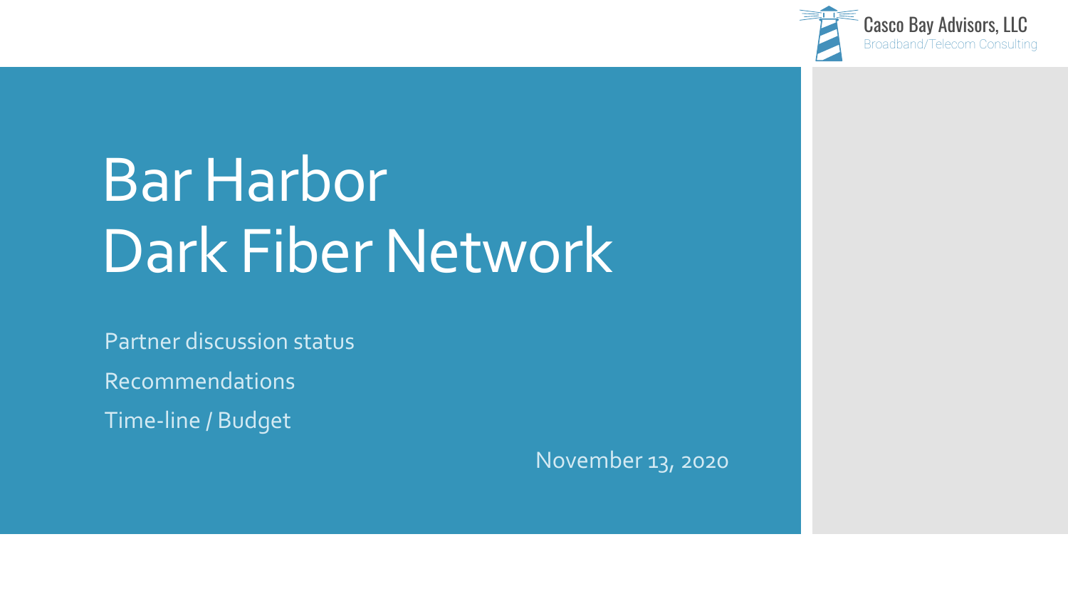Casco Bay Advisors, LLC
Broadband/Telecom Consulting

# Bar Harbor Dark Fiber Network

Partner discussion status

Recommendations

Time-line / Budget

November 13, 2020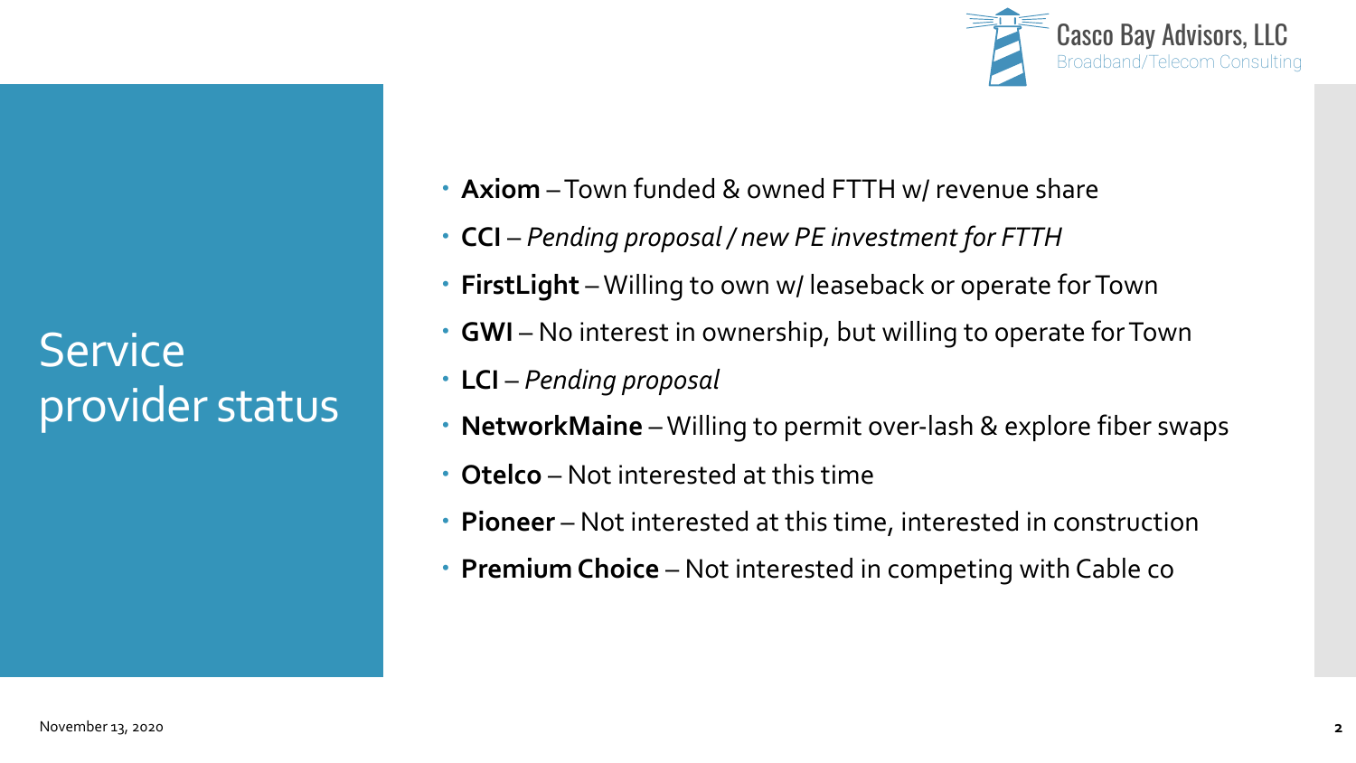# Service provider status

- **Axiom** – Town funded & owned FTTH w/ revenue share
- **CCI** – *Pending proposal / new PE investment for FTTH*
- **FirstLight** – Willing to own w/ leaseback or operate for Town
- **GWI** – No interest in ownership, but willing to operate for Town
- **LCI** – *Pending proposal*
- **NetworkMaine** – Willing to permit over-lash & explore fiber swaps
- **Otelco** – Not interested at this time
- **Pioneer** – Not interested at this time, interested in construction
- **Premium Choice** – Not interested in competing with Cable co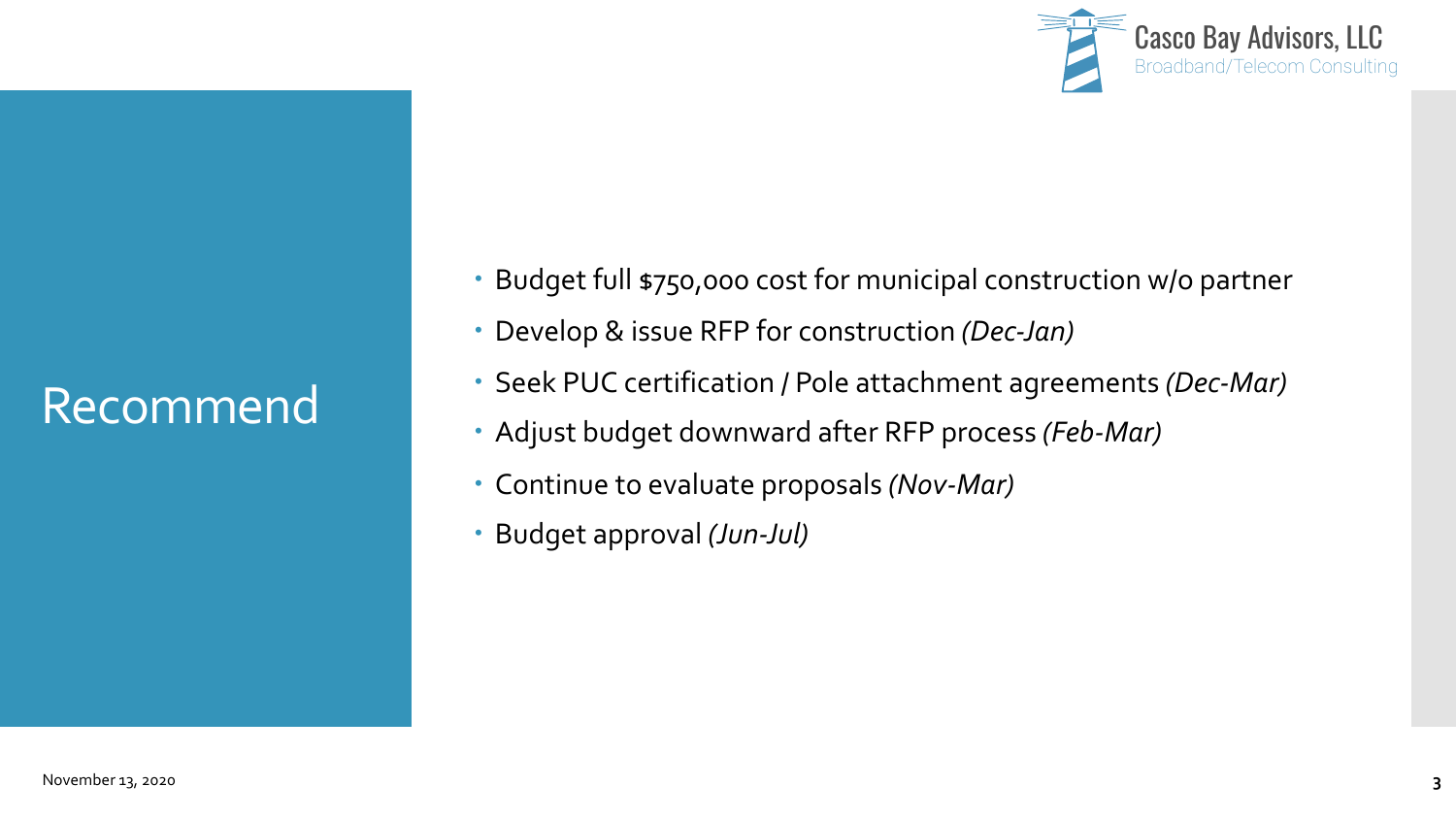# Recommend

- Budget full $750,000 cost for municipal construction w/o partner
- Develop & issue RFP for construction *(Dec-Jan)*
- Seek PUC certification / Pole attachment agreements *(Dec-Mar)*
- Adjust budget downward after RFP process *(Feb-Mar)*
- Continue to evaluate proposals *(Nov-Mar)*
- Budget approval *(Jun-Jul)*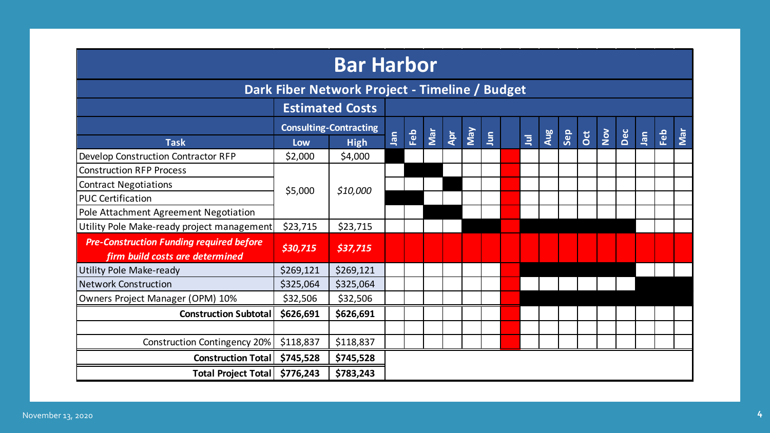# Bar Harbor

## Dark Fiber Network Project - Timeline / Budget

| Task | Estimated Costs: Consulting-Contracting Low | High | Jan | Feb | Mar | Apr | May | Jun | | Jul | Aug | Sep | Oct | Nov | Dec | Jan | Feb | Mar |
|---|---|---|---|---|---|---|---|---|---|---|---|---|---|---|---|---|---|---|
| Develop Construction Contractor RFP | $2,000 | $4,000 | | | | | | | | | | | | | | | | |
| Construction RFP Process | $5,000 | *$10,000* | | | | | | | | | | | | | | | | |
| Contract Negotiations | | | | | | | | | | | | | | | | | | |
| PUC Certification | | | | | | | | | | | | | | | | | | |
| Pole Attachment Agreement Negotiation | | | | | | | | | | | | | | | | | | |
| Utility Pole Make-ready project management | $23,715 | $23,715 | | | | | | | | | | | | | | | | |
| ***Pre-Construction Funding required before firm build costs are determined*** | ***$30,715*** | ***$37,715*** | | | | | | | | | | | | | | | | |
| Utility Pole Make-ready | $269,121 | $269,121 | | | | | | | | | | | | | | | | |
| Network Construction | $325,064 | $325,064 | | | | | | | | | | | | | | | | |
| Owners Project Manager (OPM) 10% | $32,506 | $32,506 | | | | | | | | | | | | | | | | |
| **Construction Subtotal** | **$626,691** | **$626,691** | | | | | | | | | | | | | | | | |
| | | | | | | | | | | | | | | | | | | |
| Construction Contingency 20% | $118,837 | $118,837 | | | | | | | | | | | | | | | | |
| **Construction Total** | **$745,528** | **$745,528** | | | | | | | | | | | | | | | | |
| **Total Project Total** | **$776,243** | **$783,243** | | | | | | | | | | | | | | | | |

November 13, 2020